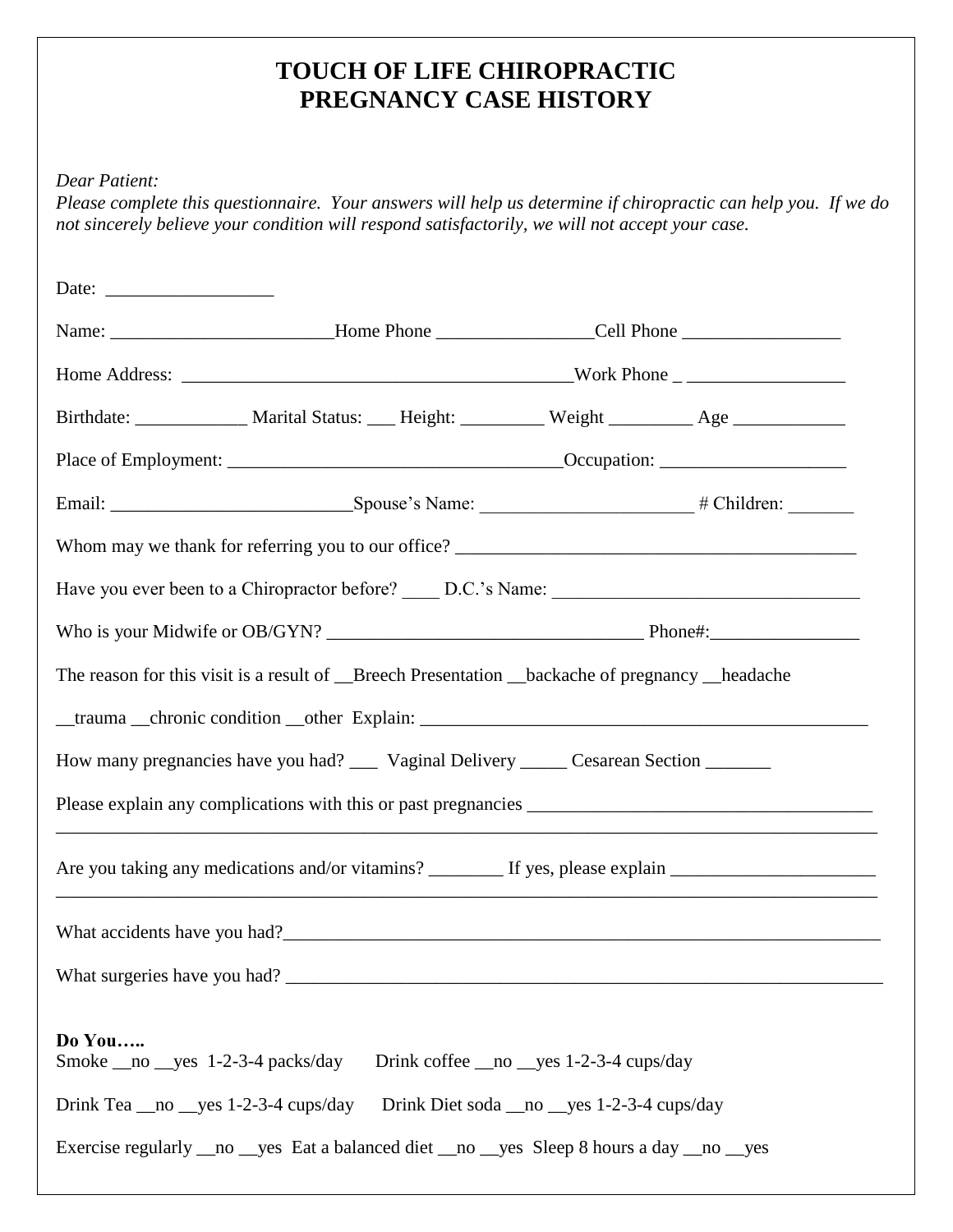# TOUCH OF LIFE CHIROPRACTIC
# PREGNANCY CASE HISTORY

*Dear Patient:*
*Please complete this questionnaire. Your answers will help us determine if chiropractic can help you. If we do not sincerely believe your condition will respond satisfactorily, we will not accept your case.*

Date: __________________

Name: ________________________Home Phone ________________Cell Phone _________________

Home Address: ___________________________________________Work Phone _ _________________

Birthdate: ____________ Marital Status: ___ Height: _________ Weight _________ Age ____________

Place of Employment: ___________________________________Occupation: ____________________

Email: _________________________Spouse's Name: ______________________ # Children: _______

Whom may we thank for referring you to our office? ___________________________________________

Have you ever been to a Chiropractor before? ____ D.C.'s Name: _________________________________

Who is your Midwife or OB/GYN? __________________________________ Phone#:________________

The reason for this visit is a result of __Breech Presentation __backache of pregnancy __headache

__trauma __chronic condition __other Explain: __________________________________________________

How many pregnancies have you had? ___ Vaginal Delivery _____ Cesarean Section _______

Please explain any complications with this or past pregnancies _____________________________________
_____________________________________________________________________________________________

Are you taking any medications and/or vitamins? ________ If yes, please explain ______________________
_____________________________________________________________________________________________

What accidents have you had?__________________________________________________________________

What surgeries have you had? __________________________________________________________________

**Do You…..**
Smoke __no __yes 1-2-3-4 packs/day     Drink coffee __no __yes 1-2-3-4 cups/day

Drink Tea __no __yes 1-2-3-4 cups/day     Drink Diet soda __no __yes 1-2-3-4 cups/day

Exercise regularly __no __yes  Eat a balanced diet __no __yes  Sleep 8 hours a day __no __yes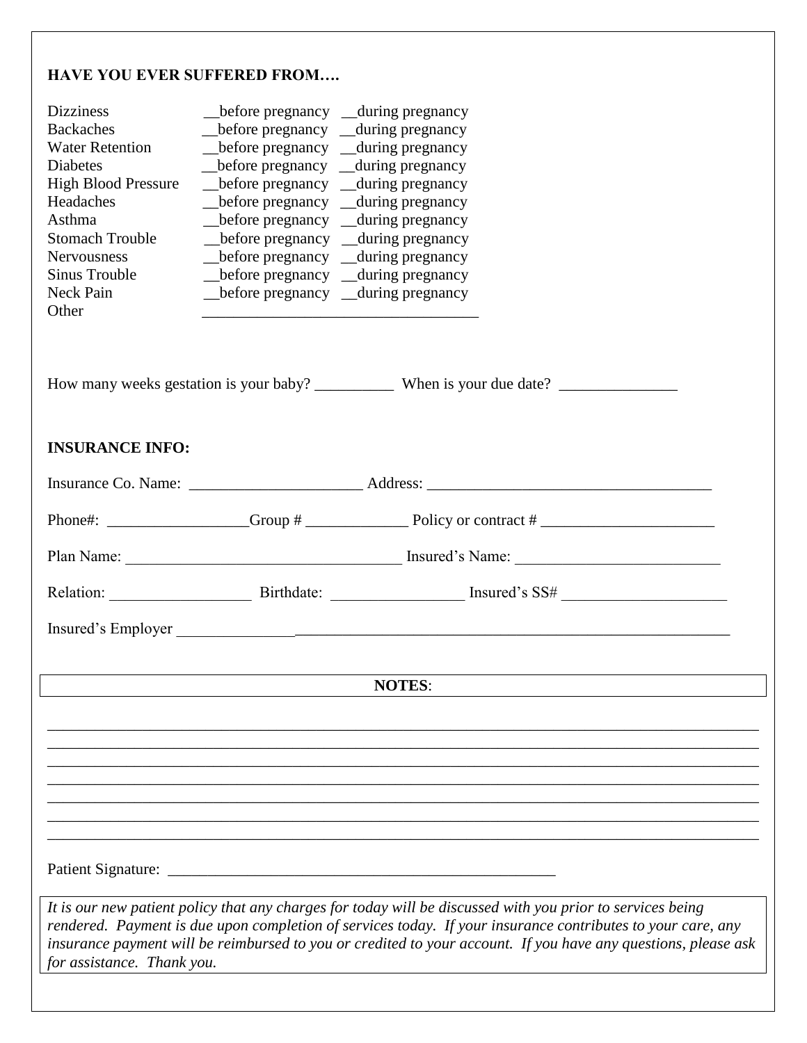**HAVE YOU EVER SUFFERED FROM….**

| | | |
|---|---|---|
| Dizziness | \_\_before pregnancy | \_\_during pregnancy |
| Backaches | \_\_before pregnancy | \_\_during pregnancy |
| Water Retention | \_\_before pregnancy | \_\_during pregnancy |
| Diabetes | \_\_before pregnancy | \_\_during pregnancy |
| High Blood Pressure | \_\_before pregnancy | \_\_during pregnancy |
| Headaches | \_\_before pregnancy | \_\_during pregnancy |
| Asthma | \_\_before pregnancy | \_\_during pregnancy |
| Stomach Trouble | \_\_before pregnancy | \_\_during pregnancy |
| Nervousness | \_\_before pregnancy | \_\_during pregnancy |
| Sinus Trouble | \_\_before pregnancy | \_\_during pregnancy |
| Neck Pain | \_\_before pregnancy | \_\_during pregnancy |
| Other | \_\_\_\_\_\_\_\_\_\_\_\_\_\_\_\_\_\_\_\_\_\_\_\_\_\_\_\_\_\_\_\_\_\_ | |

How many weeks gestation is your baby? \_\_\_\_\_\_\_\_\_\_ When is your due date? \_\_\_\_\_\_\_\_\_\_\_\_\_\_\_

**INSURANCE INFO:**

Insurance Co. Name: \_\_\_\_\_\_\_\_\_\_\_\_\_\_\_\_\_\_\_\_\_\_ Address: \_\_\_\_\_\_\_\_\_\_\_\_\_\_\_\_\_\_\_\_\_\_\_\_\_\_\_\_\_\_\_\_\_\_\_\_\_

Phone#: \_\_\_\_\_\_\_\_\_\_\_\_\_\_\_\_\_\_Group # \_\_\_\_\_\_\_\_\_\_\_\_\_ Policy or contract # \_\_\_\_\_\_\_\_\_\_\_\_\_\_\_\_\_\_\_\_\_\_

Plan Name: \_\_\_\_\_\_\_\_\_\_\_\_\_\_\_\_\_\_\_\_\_\_\_\_\_\_\_\_\_\_\_\_\_\_\_ Insured's Name: \_\_\_\_\_\_\_\_\_\_\_\_\_\_\_\_\_\_\_\_\_\_\_\_\_\_

Relation: \_\_\_\_\_\_\_\_\_\_\_\_\_\_\_\_\_\_ Birthdate: \_\_\_\_\_\_\_\_\_\_\_\_\_\_\_\_\_ Insured's SS# \_\_\_\_\_\_\_\_\_\_\_\_\_\_\_\_\_\_\_\_\_

Insured's Employer \_\_\_\_\_\_\_\_\_\_\_\_\_\_\_\_\_\_\_\_\_\_\_\_\_\_\_\_\_\_\_\_\_\_\_\_\_\_\_\_\_\_\_\_\_\_\_\_\_\_\_\_\_\_\_\_\_\_\_\_\_\_\_\_\_\_\_\_\_\_\_\_

**NOTES**:

\_\_\_\_\_\_\_\_\_\_\_\_\_\_\_\_\_\_\_\_\_\_\_\_\_\_\_\_\_\_\_\_\_\_\_\_\_\_\_\_\_\_\_\_\_\_\_\_\_\_\_\_\_\_\_\_\_\_\_\_\_\_\_\_\_\_\_\_\_\_\_\_\_\_\_\_\_\_\_\_\_\_\_\_\_\_\_\_\_\_\_
\_\_\_\_\_\_\_\_\_\_\_\_\_\_\_\_\_\_\_\_\_\_\_\_\_\_\_\_\_\_\_\_\_\_\_\_\_\_\_\_\_\_\_\_\_\_\_\_\_\_\_\_\_\_\_\_\_\_\_\_\_\_\_\_\_\_\_\_\_\_\_\_\_\_\_\_\_\_\_\_\_\_\_\_\_\_\_\_\_\_\_
\_\_\_\_\_\_\_\_\_\_\_\_\_\_\_\_\_\_\_\_\_\_\_\_\_\_\_\_\_\_\_\_\_\_\_\_\_\_\_\_\_\_\_\_\_\_\_\_\_\_\_\_\_\_\_\_\_\_\_\_\_\_\_\_\_\_\_\_\_\_\_\_\_\_\_\_\_\_\_\_\_\_\_\_\_\_\_\_\_\_\_
\_\_\_\_\_\_\_\_\_\_\_\_\_\_\_\_\_\_\_\_\_\_\_\_\_\_\_\_\_\_\_\_\_\_\_\_\_\_\_\_\_\_\_\_\_\_\_\_\_\_\_\_\_\_\_\_\_\_\_\_\_\_\_\_\_\_\_\_\_\_\_\_\_\_\_\_\_\_\_\_\_\_\_\_\_\_\_\_\_\_\_
\_\_\_\_\_\_\_\_\_\_\_\_\_\_\_\_\_\_\_\_\_\_\_\_\_\_\_\_\_\_\_\_\_\_\_\_\_\_\_\_\_\_\_\_\_\_\_\_\_\_\_\_\_\_\_\_\_\_\_\_\_\_\_\_\_\_\_\_\_\_\_\_\_\_\_\_\_\_\_\_\_\_\_\_\_\_\_\_\_\_\_
\_\_\_\_\_\_\_\_\_\_\_\_\_\_\_\_\_\_\_\_\_\_\_\_\_\_\_\_\_\_\_\_\_\_\_\_\_\_\_\_\_\_\_\_\_\_\_\_\_\_\_\_\_\_\_\_\_\_\_\_\_\_\_\_\_\_\_\_\_\_\_\_\_\_\_\_\_\_\_\_\_\_\_\_\_\_\_\_\_\_\_
\_\_\_\_\_\_\_\_\_\_\_\_\_\_\_\_\_\_\_\_\_\_\_\_\_\_\_\_\_\_\_\_\_\_\_\_\_\_\_\_\_\_\_\_\_\_\_\_\_\_\_\_\_\_\_\_\_\_\_\_\_\_\_\_\_\_\_\_\_\_\_\_\_\_\_\_\_\_\_\_\_\_\_\_\_\_\_\_\_\_\_

Patient Signature: \_\_\_\_\_\_\_\_\_\_\_\_\_\_\_\_\_\_\_\_\_\_\_\_\_\_\_\_\_\_\_\_\_\_\_\_\_\_\_\_\_\_\_\_\_\_\_\_\_\_

*It is our new patient policy that any charges for today will be discussed with you prior to services being rendered. Payment is due upon completion of services today. If your insurance contributes to your care, any insurance payment will be reimbursed to you or credited to your account. If you have any questions, please ask for assistance. Thank you.*